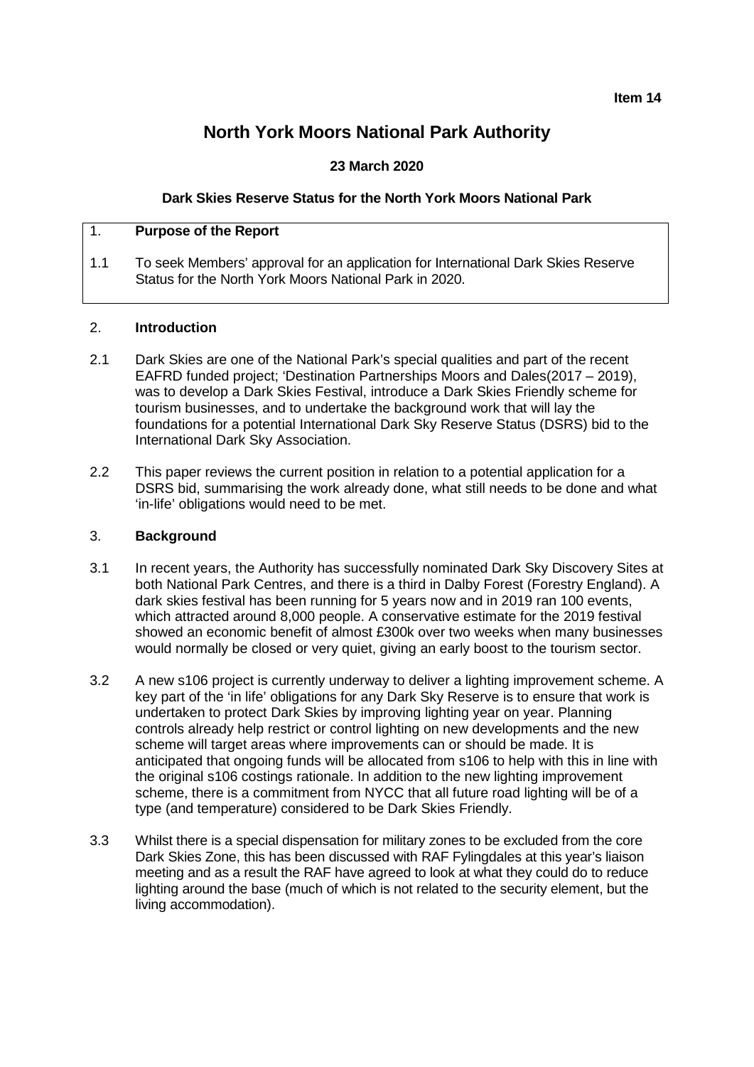**Item 14**

# North York Moors National Park Authority

**23 March 2020**

**Dark Skies Reserve Status for the North York Moors National Park**

## 1. Purpose of the Report

1.1 To seek Members' approval for an application for International Dark Skies Reserve Status for the North York Moors National Park in 2020.

## 2. Introduction

2.1 Dark Skies are one of the National Park's special qualities and part of the recent EAFRD funded project; 'Destination Partnerships Moors and Dales(2017 – 2019), was to develop a Dark Skies Festival, introduce a Dark Skies Friendly scheme for tourism businesses, and to undertake the background work that will lay the foundations for a potential International Dark Sky Reserve Status (DSRS) bid to the International Dark Sky Association.

2.2 This paper reviews the current position in relation to a potential application for a DSRS bid, summarising the work already done, what still needs to be done and what 'in-life' obligations would need to be met.

## 3. Background

3.1 In recent years, the Authority has successfully nominated Dark Sky Discovery Sites at both National Park Centres, and there is a third in Dalby Forest (Forestry England). A dark skies festival has been running for 5 years now and in 2019 ran 100 events, which attracted around 8,000 people. A conservative estimate for the 2019 festival showed an economic benefit of almost £300k over two weeks when many businesses would normally be closed or very quiet, giving an early boost to the tourism sector.

3.2 A new s106 project is currently underway to deliver a lighting improvement scheme. A key part of the 'in life' obligations for any Dark Sky Reserve is to ensure that work is undertaken to protect Dark Skies by improving lighting year on year. Planning controls already help restrict or control lighting on new developments and the new scheme will target areas where improvements can or should be made. It is anticipated that ongoing funds will be allocated from s106 to help with this in line with the original s106 costings rationale. In addition to the new lighting improvement scheme, there is a commitment from NYCC that all future road lighting will be of a type (and temperature) considered to be Dark Skies Friendly.

3.3 Whilst there is a special dispensation for military zones to be excluded from the core Dark Skies Zone, this has been discussed with RAF Fylingdales at this year's liaison meeting and as a result the RAF have agreed to look at what they could do to reduce lighting around the base (much of which is not related to the security element, but the living accommodation).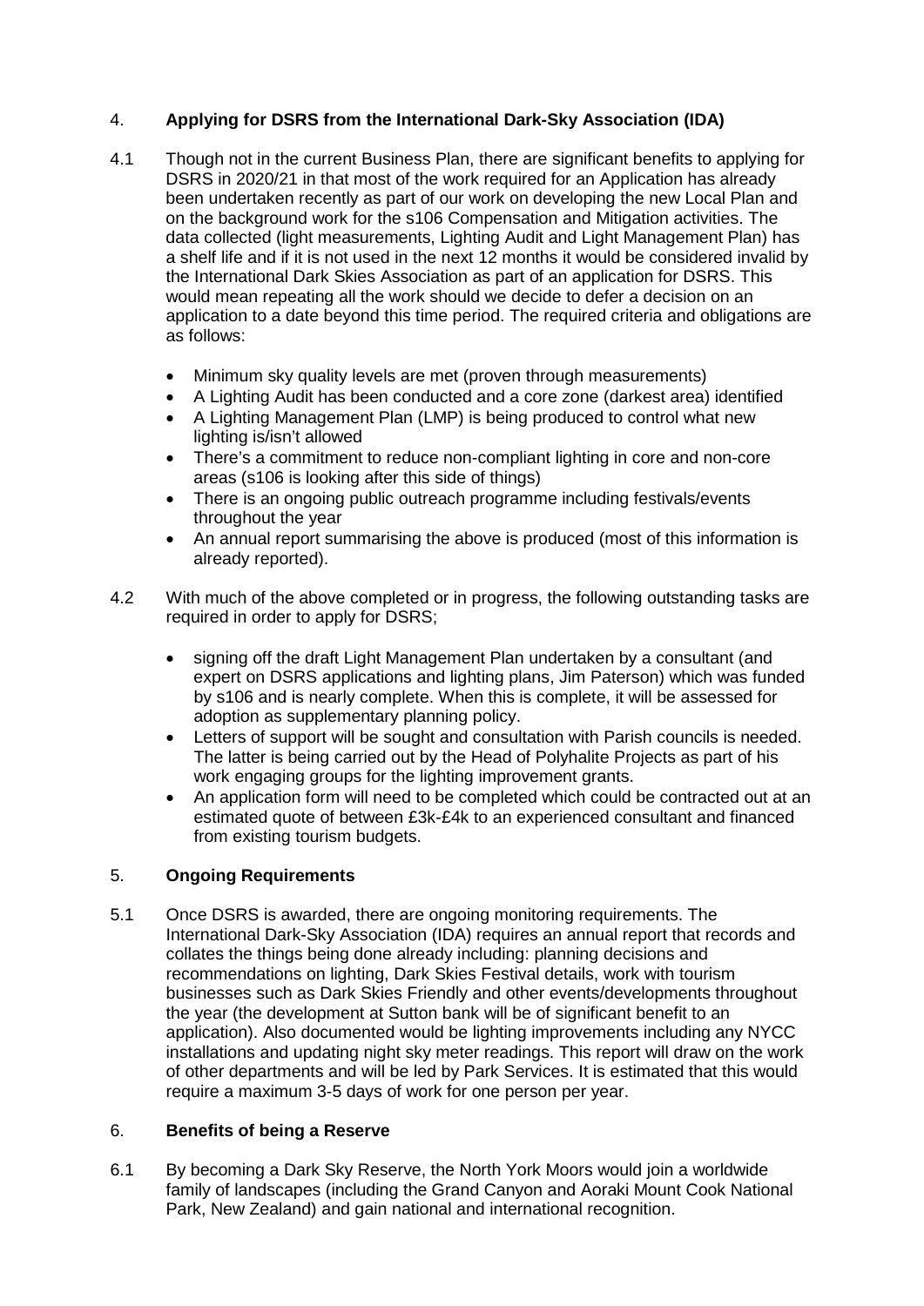## 4. Applying for DSRS from the International Dark-Sky Association (IDA)

4.1 Though not in the current Business Plan, there are significant benefits to applying for DSRS in 2020/21 in that most of the work required for an Application has already been undertaken recently as part of our work on developing the new Local Plan and on the background work for the s106 Compensation and Mitigation activities. The data collected (light measurements, Lighting Audit and Light Management Plan) has a shelf life and if it is not used in the next 12 months it would be considered invalid by the International Dark Skies Association as part of an application for DSRS. This would mean repeating all the work should we decide to defer a decision on an application to a date beyond this time period. The required criteria and obligations are as follows:

- Minimum sky quality levels are met (proven through measurements)
- A Lighting Audit has been conducted and a core zone (darkest area) identified
- A Lighting Management Plan (LMP) is being produced to control what new lighting is/isn't allowed
- There's a commitment to reduce non-compliant lighting in core and non-core areas (s106 is looking after this side of things)
- There is an ongoing public outreach programme including festivals/events throughout the year
- An annual report summarising the above is produced (most of this information is already reported).

4.2 With much of the above completed or in progress, the following outstanding tasks are required in order to apply for DSRS;

- signing off the draft Light Management Plan undertaken by a consultant (and expert on DSRS applications and lighting plans, Jim Paterson) which was funded by s106 and is nearly complete. When this is complete, it will be assessed for adoption as supplementary planning policy.
- Letters of support will be sought and consultation with Parish councils is needed. The latter is being carried out by the Head of Polyhalite Projects as part of his work engaging groups for the lighting improvement grants.
- An application form will need to be completed which could be contracted out at an estimated quote of between £3k-£4k to an experienced consultant and financed from existing tourism budgets.

## 5. Ongoing Requirements

5.1 Once DSRS is awarded, there are ongoing monitoring requirements. The International Dark-Sky Association (IDA) requires an annual report that records and collates the things being done already including: planning decisions and recommendations on lighting, Dark Skies Festival details, work with tourism businesses such as Dark Skies Friendly and other events/developments throughout the year (the development at Sutton bank will be of significant benefit to an application). Also documented would be lighting improvements including any NYCC installations and updating night sky meter readings. This report will draw on the work of other departments and will be led by Park Services. It is estimated that this would require a maximum 3-5 days of work for one person per year.

## 6. Benefits of being a Reserve

6.1 By becoming a Dark Sky Reserve, the North York Moors would join a worldwide family of landscapes (including the Grand Canyon and Aoraki Mount Cook National Park, New Zealand) and gain national and international recognition.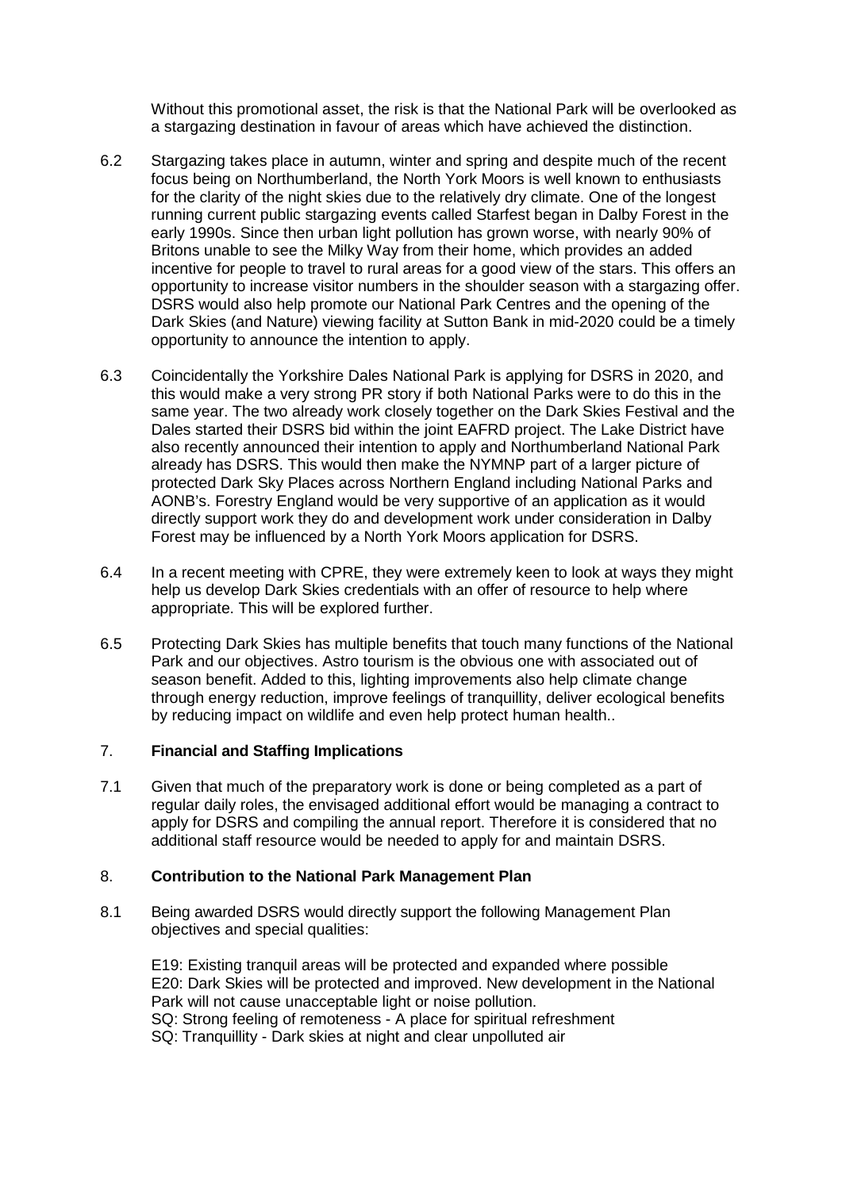Without this promotional asset, the risk is that the National Park will be overlooked as a stargazing destination in favour of areas which have achieved the distinction.

6.2 Stargazing takes place in autumn, winter and spring and despite much of the recent focus being on Northumberland, the North York Moors is well known to enthusiasts for the clarity of the night skies due to the relatively dry climate. One of the longest running current public stargazing events called Starfest began in Dalby Forest in the early 1990s. Since then urban light pollution has grown worse, with nearly 90% of Britons unable to see the Milky Way from their home, which provides an added incentive for people to travel to rural areas for a good view of the stars. This offers an opportunity to increase visitor numbers in the shoulder season with a stargazing offer. DSRS would also help promote our National Park Centres and the opening of the Dark Skies (and Nature) viewing facility at Sutton Bank in mid-2020 could be a timely opportunity to announce the intention to apply.

6.3 Coincidentally the Yorkshire Dales National Park is applying for DSRS in 2020, and this would make a very strong PR story if both National Parks were to do this in the same year. The two already work closely together on the Dark Skies Festival and the Dales started their DSRS bid within the joint EAFRD project. The Lake District have also recently announced their intention to apply and Northumberland National Park already has DSRS. This would then make the NYMNP part of a larger picture of protected Dark Sky Places across Northern England including National Parks and AONB's. Forestry England would be very supportive of an application as it would directly support work they do and development work under consideration in Dalby Forest may be influenced by a North York Moors application for DSRS.

6.4 In a recent meeting with CPRE, they were extremely keen to look at ways they might help us develop Dark Skies credentials with an offer of resource to help where appropriate. This will be explored further.

6.5 Protecting Dark Skies has multiple benefits that touch many functions of the National Park and our objectives. Astro tourism is the obvious one with associated out of season benefit. Added to this, lighting improvements also help climate change through energy reduction, improve feelings of tranquillity, deliver ecological benefits by reducing impact on wildlife and even help protect human health..

## 7. Financial and Staffing Implications

7.1 Given that much of the preparatory work is done or being completed as a part of regular daily roles, the envisaged additional effort would be managing a contract to apply for DSRS and compiling the annual report. Therefore it is considered that no additional staff resource would be needed to apply for and maintain DSRS.

## 8. Contribution to the National Park Management Plan

8.1 Being awarded DSRS would directly support the following Management Plan objectives and special qualities:

E19: Existing tranquil areas will be protected and expanded where possible
E20: Dark Skies will be protected and improved. New development in the National Park will not cause unacceptable light or noise pollution.
SQ: Strong feeling of remoteness - A place for spiritual refreshment
SQ: Tranquillity - Dark skies at night and clear unpolluted air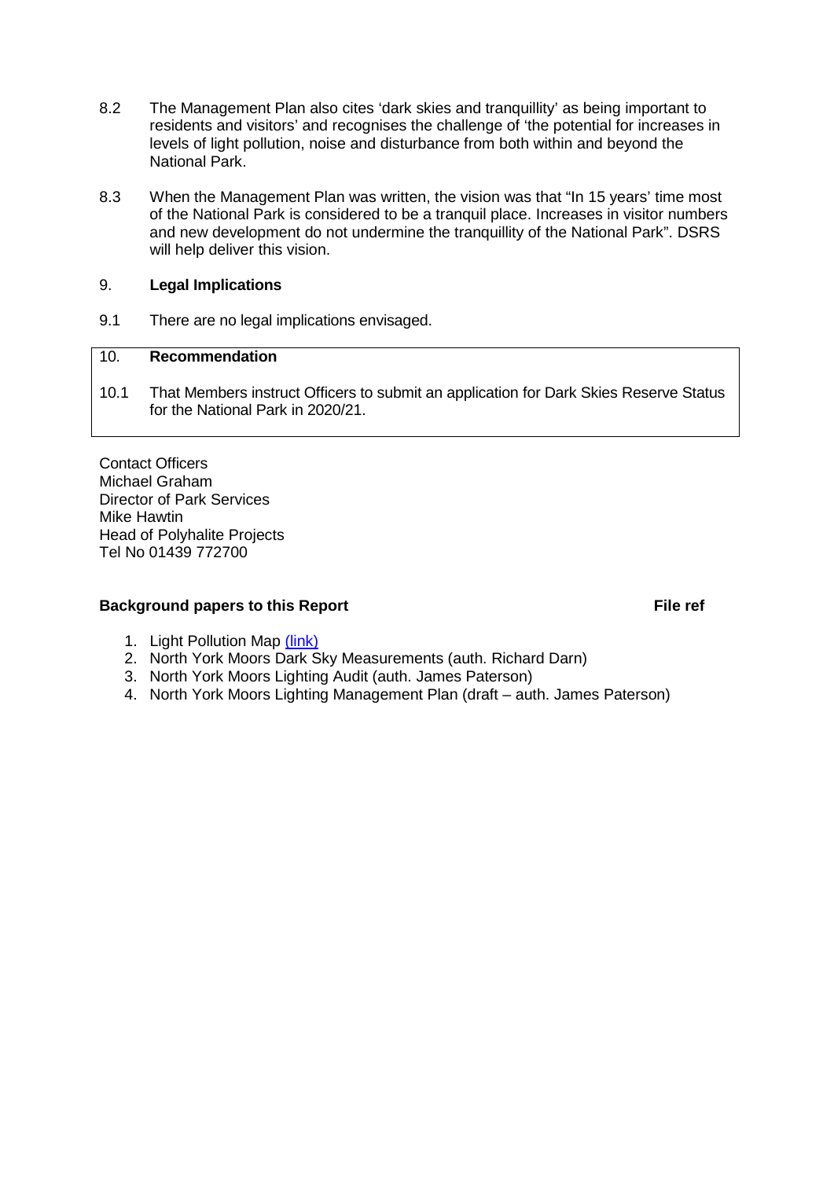8.2 The Management Plan also cites 'dark skies and tranquillity' as being important to residents and visitors' and recognises the challenge of 'the potential for increases in levels of light pollution, noise and disturbance from both within and beyond the National Park.

8.3 When the Management Plan was written, the vision was that "In 15 years' time most of the National Park is considered to be a tranquil place. Increases in visitor numbers and new development do not undermine the tranquillity of the National Park". DSRS will help deliver this vision.

## 9. **Legal Implications**

9.1 There are no legal implications envisaged.

## 10. **Recommendation**

10.1 That Members instruct Officers to submit an application for Dark Skies Reserve Status for the National Park in 2020/21.

Contact Officers
Michael Graham
Director of Park Services
Mike Hawtin
Head of Polyhalite Projects
Tel No 01439 772700

**Background papers to this Report** **File ref**

1. Light Pollution Map (link)
2. North York Moors Dark Sky Measurements (auth. Richard Darn)
3. North York Moors Lighting Audit (auth. James Paterson)
4. North York Moors Lighting Management Plan (draft – auth. James Paterson)